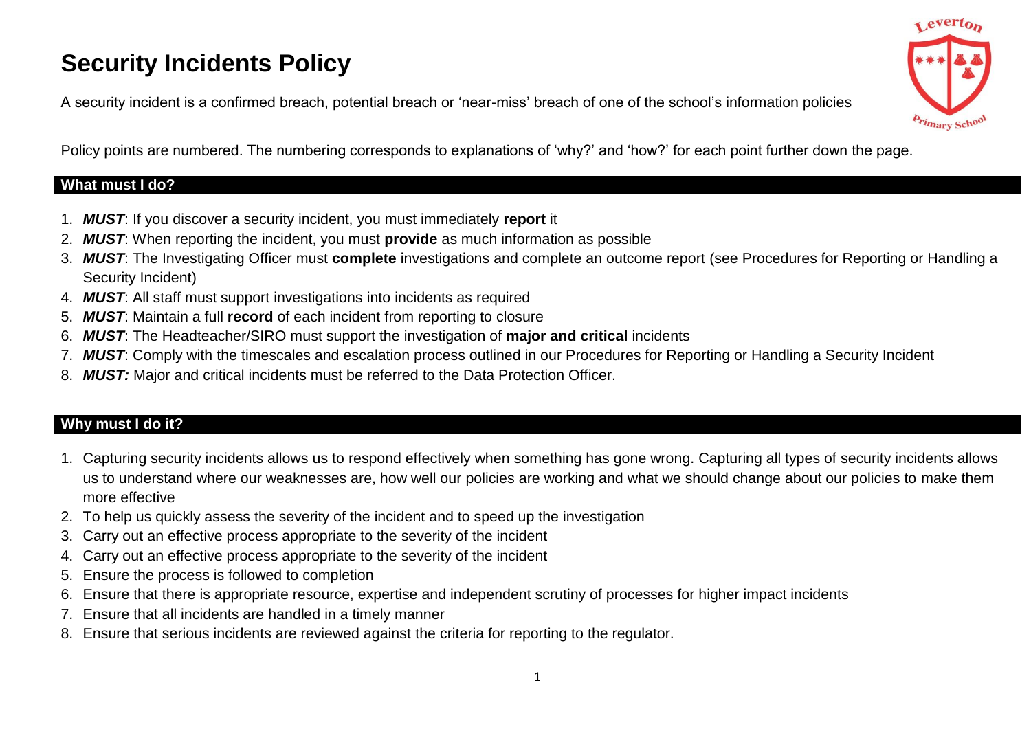# Security Incidents Policy

A security incident is a confirmed breach, potential breach or 'near-miss' breach of one of the school's information policies

Policy points are numbered. The numbering corresponds to explanations of 'why?' and 'how?' for each point further down the page.

## What must I do?

1. ***MUST***: If you discover a security incident, you must immediately **report** it
2. ***MUST***: When reporting the incident, you must **provide** as much information as possible
3. ***MUST***: The Investigating Officer must **complete** investigations and complete an outcome report (see Procedures for Reporting or Handling a Security Incident)
4. ***MUST***: All staff must support investigations into incidents as required
5. ***MUST***: Maintain a full **record** of each incident from reporting to closure
6. ***MUST***: The Headteacher/SIRO must support the investigation of **major and critical** incidents
7. ***MUST***: Comply with the timescales and escalation process outlined in our Procedures for Reporting or Handling a Security Incident
8. ***MUST:*** Major and critical incidents must be referred to the Data Protection Officer.

## Why must I do it?

1. Capturing security incidents allows us to respond effectively when something has gone wrong. Capturing all types of security incidents allows us to understand where our weaknesses are, how well our policies are working and what we should change about our policies to make them more effective
2. To help us quickly assess the severity of the incident and to speed up the investigation
3. Carry out an effective process appropriate to the severity of the incident
4. Carry out an effective process appropriate to the severity of the incident
5. Ensure the process is followed to completion
6. Ensure that there is appropriate resource, expertise and independent scrutiny of processes for higher impact incidents
7. Ensure that all incidents are handled in a timely manner
8. Ensure that serious incidents are reviewed against the criteria for reporting to the regulator.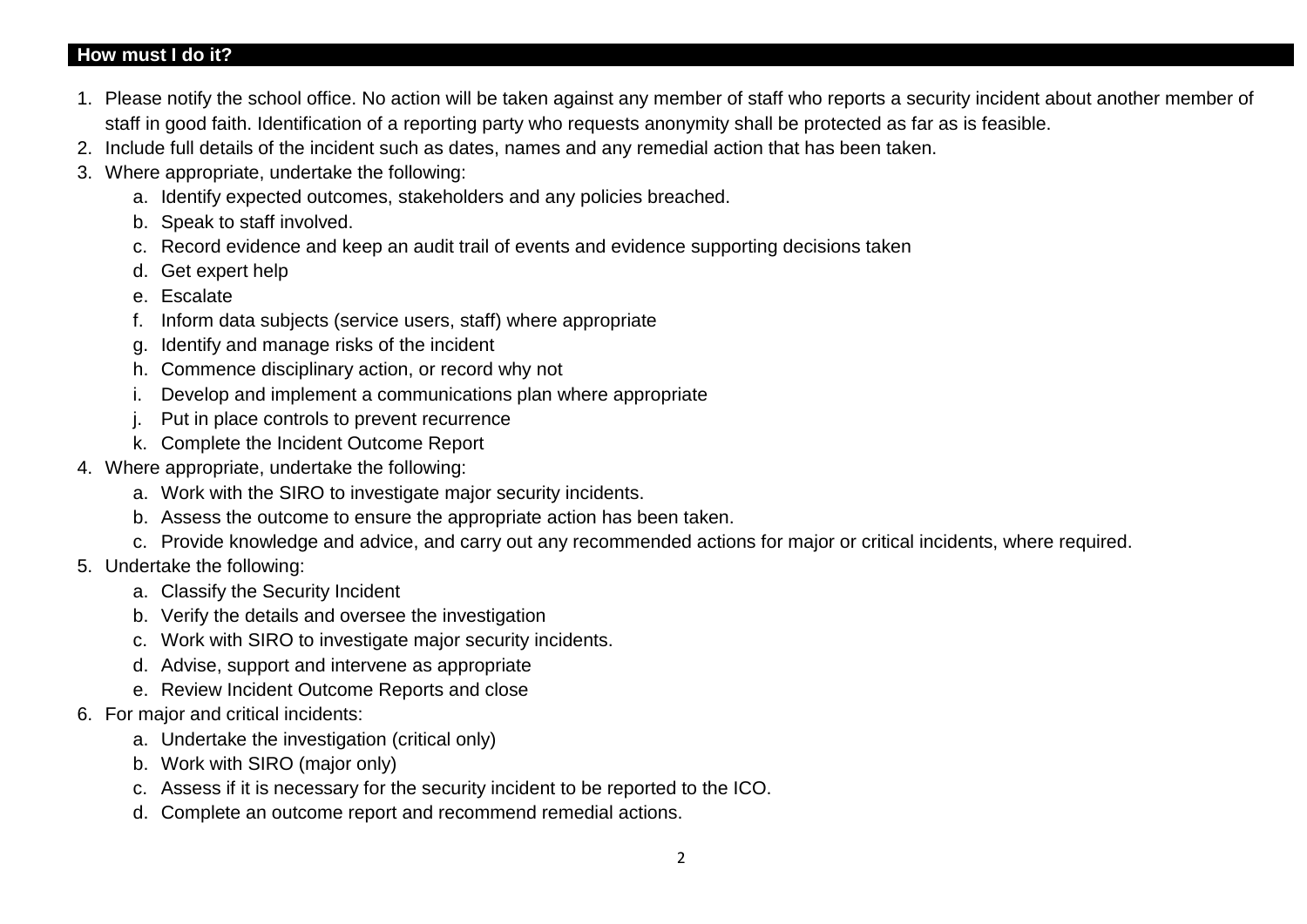## How must I do it?

1. Please notify the school office. No action will be taken against any member of staff who reports a security incident about another member of staff in good faith. Identification of a reporting party who requests anonymity shall be protected as far as is feasible.
2. Include full details of the incident such as dates, names and any remedial action that has been taken.
3. Where appropriate, undertake the following:
    a. Identify expected outcomes, stakeholders and any policies breached.
    b. Speak to staff involved.
    c. Record evidence and keep an audit trail of events and evidence supporting decisions taken
    d. Get expert help
    e. Escalate
    f. Inform data subjects (service users, staff) where appropriate
    g. Identify and manage risks of the incident
    h. Commence disciplinary action, or record why not
    i. Develop and implement a communications plan where appropriate
    j. Put in place controls to prevent recurrence
    k. Complete the Incident Outcome Report
4. Where appropriate, undertake the following:
    a. Work with the SIRO to investigate major security incidents.
    b. Assess the outcome to ensure the appropriate action has been taken.
    c. Provide knowledge and advice, and carry out any recommended actions for major or critical incidents, where required.
5. Undertake the following:
    a. Classify the Security Incident
    b. Verify the details and oversee the investigation
    c. Work with SIRO to investigate major security incidents.
    d. Advise, support and intervene as appropriate
    e. Review Incident Outcome Reports and close
6. For major and critical incidents:
    a. Undertake the investigation (critical only)
    b. Work with SIRO (major only)
    c. Assess if it is necessary for the security incident to be reported to the ICO.
    d. Complete an outcome report and recommend remedial actions.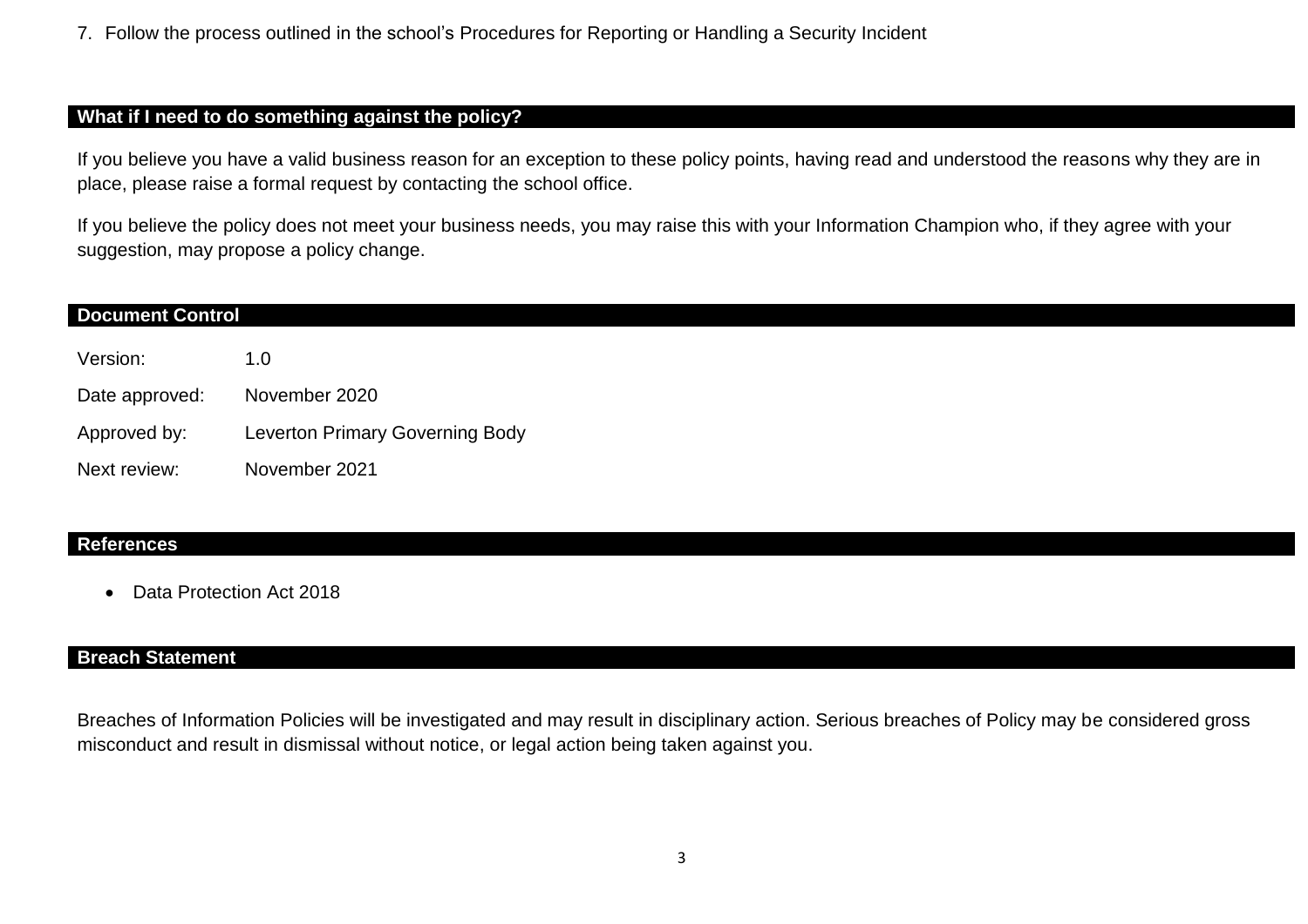7. Follow the process outlined in the school's Procedures for Reporting or Handling a Security Incident

## What if I need to do something against the policy?

If you believe you have a valid business reason for an exception to these policy points, having read and understood the reasons why they are in place, please raise a formal request by contacting the school office.

If you believe the policy does not meet your business needs, you may raise this with your Information Champion who, if they agree with your suggestion, may propose a policy change.

## Document Control

| | |
|---|---|
| Version: | 1.0 |
| Date approved: | November 2020 |
| Approved by: | Leverton Primary Governing Body |
| Next review: | November 2021 |

## References

- Data Protection Act 2018

## Breach Statement

Breaches of Information Policies will be investigated and may result in disciplinary action. Serious breaches of Policy may be considered gross misconduct and result in dismissal without notice, or legal action being taken against you.